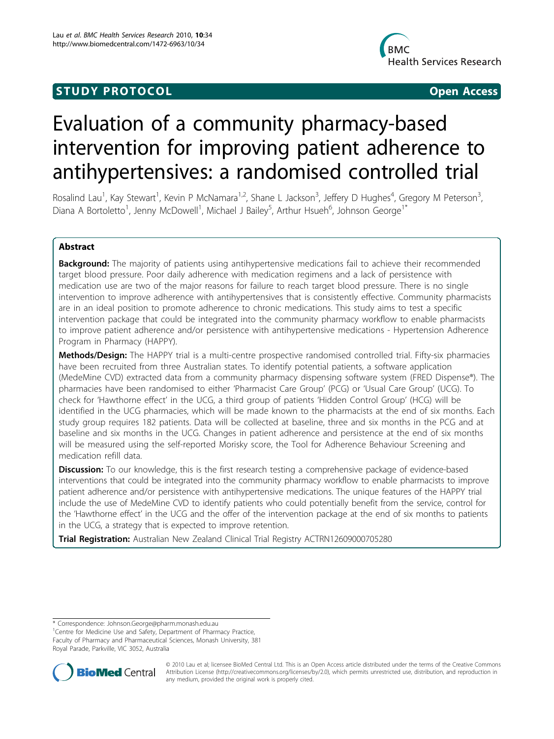STUDY PROTOCOL Open Access

# Evaluation of a community pharmacy-based intervention for improving patient adherence to antihypertensives: a randomised controlled trial

Rosalind Lau[1], Kay Stewart[1], Kevin P McNamara[1,2], Shane L Jackson[3], Jeffery D Hughes[4], Gregory M Peterson[3], Diana A Bortoletto[1], Jenny McDowell[1], Michael J Bailey[5], Arthur Hsueh[6], Johnson George[1*]

## Abstract

**Background:** The majority of patients using antihypertensive medications fail to achieve their recommended target blood pressure. Poor daily adherence with medication regimens and a lack of persistence with medication use are two of the major reasons for failure to reach target blood pressure. There is no single intervention to improve adherence with antihypertensives that is consistently effective. Community pharmacists are in an ideal position to promote adherence to chronic medications. This study aims to test a specific intervention package that could be integrated into the community pharmacy workflow to enable pharmacists to improve patient adherence and/or persistence with antihypertensive medications - Hypertension Adherence Program in Pharmacy (HAPPY).

**Methods/Design:** The HAPPY trial is a multi-centre prospective randomised controlled trial. Fifty-six pharmacies have been recruited from three Australian states. To identify potential patients, a software application (MedeMine CVD) extracted data from a community pharmacy dispensing software system (FRED Dispense®). The pharmacies have been randomised to either 'Pharmacist Care Group' (PCG) or 'Usual Care Group' (UCG). To check for 'Hawthorne effect' in the UCG, a third group of patients 'Hidden Control Group' (HCG) will be identified in the UCG pharmacies, which will be made known to the pharmacists at the end of six months. Each study group requires 182 patients. Data will be collected at baseline, three and six months in the PCG and at baseline and six months in the UCG. Changes in patient adherence and persistence at the end of six months will be measured using the self-reported Morisky score, the Tool for Adherence Behaviour Screening and medication refill data.

**Discussion:** To our knowledge, this is the first research testing a comprehensive package of evidence-based interventions that could be integrated into the community pharmacy workflow to enable pharmacists to improve patient adherence and/or persistence with antihypertensive medications. The unique features of the HAPPY trial include the use of MedeMine CVD to identify patients who could potentially benefit from the service, control for the 'Hawthorne effect' in the UCG and the offer of the intervention package at the end of six months to patients in the UCG, a strategy that is expected to improve retention.

**Trial Registration:** Australian New Zealand Clinical Trial Registry ACTRN12609000705280

---

\* Correspondence: Johnson.George@pharm.monash.edu.au

[1]Centre for Medicine Use and Safety, Department of Pharmacy Practice, Faculty of Pharmacy and Pharmaceutical Sciences, Monash University, 381 Royal Parade, Parkville, VIC 3052, Australia

© 2010 Lau et al; licensee BioMed Central Ltd. This is an Open Access article distributed under the terms of the Creative Commons Attribution License (http://creativecommons.org/licenses/by/2.0), which permits unrestricted use, distribution, and reproduction in any medium, provided the original work is properly cited.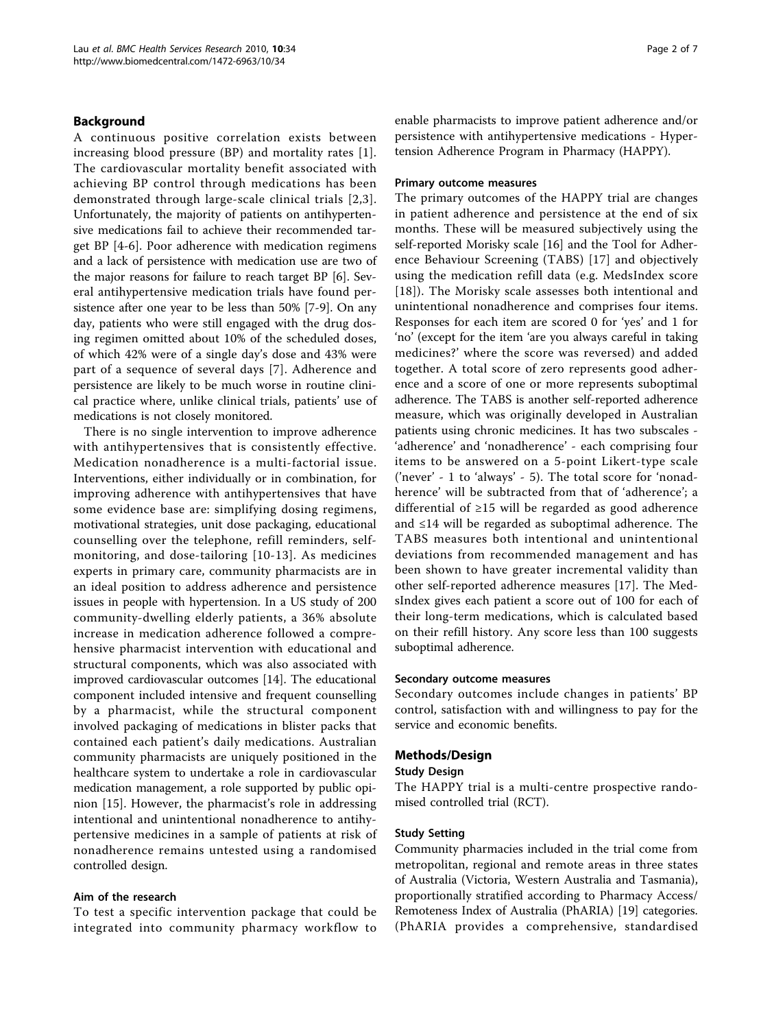## Background

A continuous positive correlation exists between increasing blood pressure (BP) and mortality rates [1]. The cardiovascular mortality benefit associated with achieving BP control through medications has been demonstrated through large-scale clinical trials [2,3]. Unfortunately, the majority of patients on antihypertensive medications fail to achieve their recommended target BP [4-6]. Poor adherence with medication regimens and a lack of persistence with medication use are two of the major reasons for failure to reach target BP [6]. Several antihypertensive medication trials have found persistence after one year to be less than 50% [7-9]. On any day, patients who were still engaged with the drug dosing regimen omitted about 10% of the scheduled doses, of which 42% were of a single day's dose and 43% were part of a sequence of several days [7]. Adherence and persistence are likely to be much worse in routine clinical practice where, unlike clinical trials, patients' use of medications is not closely monitored.

There is no single intervention to improve adherence with antihypertensives that is consistently effective. Medication nonadherence is a multi-factorial issue. Interventions, either individually or in combination, for improving adherence with antihypertensives that have some evidence base are: simplifying dosing regimens, motivational strategies, unit dose packaging, educational counselling over the telephone, refill reminders, self-monitoring, and dose-tailoring [10-13]. As medicines experts in primary care, community pharmacists are in an ideal position to address adherence and persistence issues in people with hypertension. In a US study of 200 community-dwelling elderly patients, a 36% absolute increase in medication adherence followed a comprehensive pharmacist intervention with educational and structural components, which was also associated with improved cardiovascular outcomes [14]. The educational component included intensive and frequent counselling by a pharmacist, while the structural component involved packaging of medications in blister packs that contained each patient's daily medications. Australian community pharmacists are uniquely positioned in the healthcare system to undertake a role in cardiovascular medication management, a role supported by public opinion [15]. However, the pharmacist's role in addressing intentional and unintentional nonadherence to antihypertensive medicines in a sample of patients at risk of nonadherence remains untested using a randomised controlled design.

### Aim of the research

To test a specific intervention package that could be integrated into community pharmacy workflow to enable pharmacists to improve patient adherence and/or persistence with antihypertensive medications - Hypertension Adherence Program in Pharmacy (HAPPY).

### Primary outcome measures

The primary outcomes of the HAPPY trial are changes in patient adherence and persistence at the end of six months. These will be measured subjectively using the self-reported Morisky scale [16] and the Tool for Adherence Behaviour Screening (TABS) [17] and objectively using the medication refill data (e.g. MedsIndex score [18]). The Morisky scale assesses both intentional and unintentional nonadherence and comprises four items. Responses for each item are scored 0 for 'yes' and 1 for 'no' (except for the item 'are you always careful in taking medicines?' where the score was reversed) and added together. A total score of zero represents good adherence and a score of one or more represents suboptimal adherence. The TABS is another self-reported adherence measure, which was originally developed in Australian patients using chronic medicines. It has two subscales - 'adherence' and 'nonadherence' - each comprising four items to be answered on a 5-point Likert-type scale ('never' - 1 to 'always' - 5). The total score for 'nonadherence' will be subtracted from that of 'adherence'; a differential of ≥15 will be regarded as good adherence and ≤14 will be regarded as suboptimal adherence. The TABS measures both intentional and unintentional deviations from recommended management and has been shown to have greater incremental validity than other self-reported adherence measures [17]. The MedsIndex gives each patient a score out of 100 for each of their long-term medications, which is calculated based on their refill history. Any score less than 100 suggests suboptimal adherence.

### Secondary outcome measures

Secondary outcomes include changes in patients' BP control, satisfaction with and willingness to pay for the service and economic benefits.

## Methods/Design

### Study Design

The HAPPY trial is a multi-centre prospective randomised controlled trial (RCT).

### Study Setting

Community pharmacies included in the trial come from metropolitan, regional and remote areas in three states of Australia (Victoria, Western Australia and Tasmania), proportionally stratified according to Pharmacy Access/Remoteness Index of Australia (PhARIA) [19] categories. (PhARIA provides a comprehensive, standardised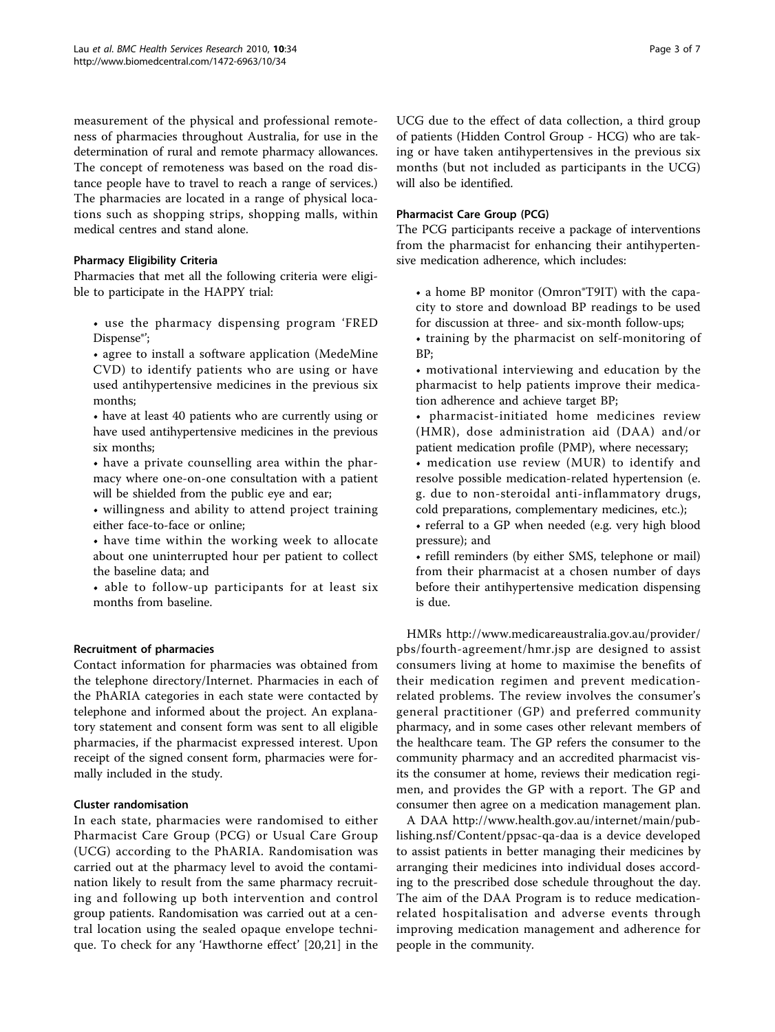measurement of the physical and professional remoteness of pharmacies throughout Australia, for use in the determination of rural and remote pharmacy allowances. The concept of remoteness was based on the road distance people have to travel to reach a range of services.) The pharmacies are located in a range of physical locations such as shopping strips, shopping malls, within medical centres and stand alone.

### Pharmacy Eligibility Criteria

Pharmacies that met all the following criteria were eligible to participate in the HAPPY trial:

- use the pharmacy dispensing program 'FRED Dispense®';
- agree to install a software application (MedeMine CVD) to identify patients who are using or have used antihypertensive medicines in the previous six months;
- have at least 40 patients who are currently using or have used antihypertensive medicines in the previous six months;
- have a private counselling area within the pharmacy where one-on-one consultation with a patient will be shielded from the public eye and ear;
- willingness and ability to attend project training either face-to-face or online;
- have time within the working week to allocate about one uninterrupted hour per patient to collect the baseline data; and
- able to follow-up participants for at least six months from baseline.

### Recruitment of pharmacies

Contact information for pharmacies was obtained from the telephone directory/Internet. Pharmacies in each of the PhARIA categories in each state were contacted by telephone and informed about the project. An explanatory statement and consent form was sent to all eligible pharmacies, if the pharmacist expressed interest. Upon receipt of the signed consent form, pharmacies were formally included in the study.

### Cluster randomisation

In each state, pharmacies were randomised to either Pharmacist Care Group (PCG) or Usual Care Group (UCG) according to the PhARIA. Randomisation was carried out at the pharmacy level to avoid the contamination likely to result from the same pharmacy recruiting and following up both intervention and control group patients. Randomisation was carried out at a central location using the sealed opaque envelope technique. To check for any 'Hawthorne effect' [20,21] in the UCG due to the effect of data collection, a third group of patients (Hidden Control Group - HCG) who are taking or have taken antihypertensives in the previous six months (but not included as participants in the UCG) will also be identified.

### Pharmacist Care Group (PCG)

The PCG participants receive a package of interventions from the pharmacist for enhancing their antihypertensive medication adherence, which includes:

- a home BP monitor (Omron®T9IT) with the capacity to store and download BP readings to be used for discussion at three- and six-month follow-ups;
- training by the pharmacist on self-monitoring of BP;
- motivational interviewing and education by the pharmacist to help patients improve their medication adherence and achieve target BP;
- pharmacist-initiated home medicines review (HMR), dose administration aid (DAA) and/or patient medication profile (PMP), where necessary;
- medication use review (MUR) to identify and resolve possible medication-related hypertension (e. g. due to non-steroidal anti-inflammatory drugs, cold preparations, complementary medicines, etc.);
- referral to a GP when needed (e.g. very high blood pressure); and
- refill reminders (by either SMS, telephone or mail) from their pharmacist at a chosen number of days before their antihypertensive medication dispensing is due.

HMRs http://www.medicareaustralia.gov.au/provider/pbs/fourth-agreement/hmr.jsp are designed to assist consumers living at home to maximise the benefits of their medication regimen and prevent medication-related problems. The review involves the consumer's general practitioner (GP) and preferred community pharmacy, and in some cases other relevant members of the healthcare team. The GP refers the consumer to the community pharmacy and an accredited pharmacist visits the consumer at home, reviews their medication regimen, and provides the GP with a report. The GP and consumer then agree on a medication management plan.

A DAA http://www.health.gov.au/internet/main/publishing.nsf/Content/ppsac-qa-daa is a device developed to assist patients in better managing their medicines by arranging their medicines into individual doses according to the prescribed dose schedule throughout the day. The aim of the DAA Program is to reduce medication-related hospitalisation and adverse events through improving medication management and adherence for people in the community.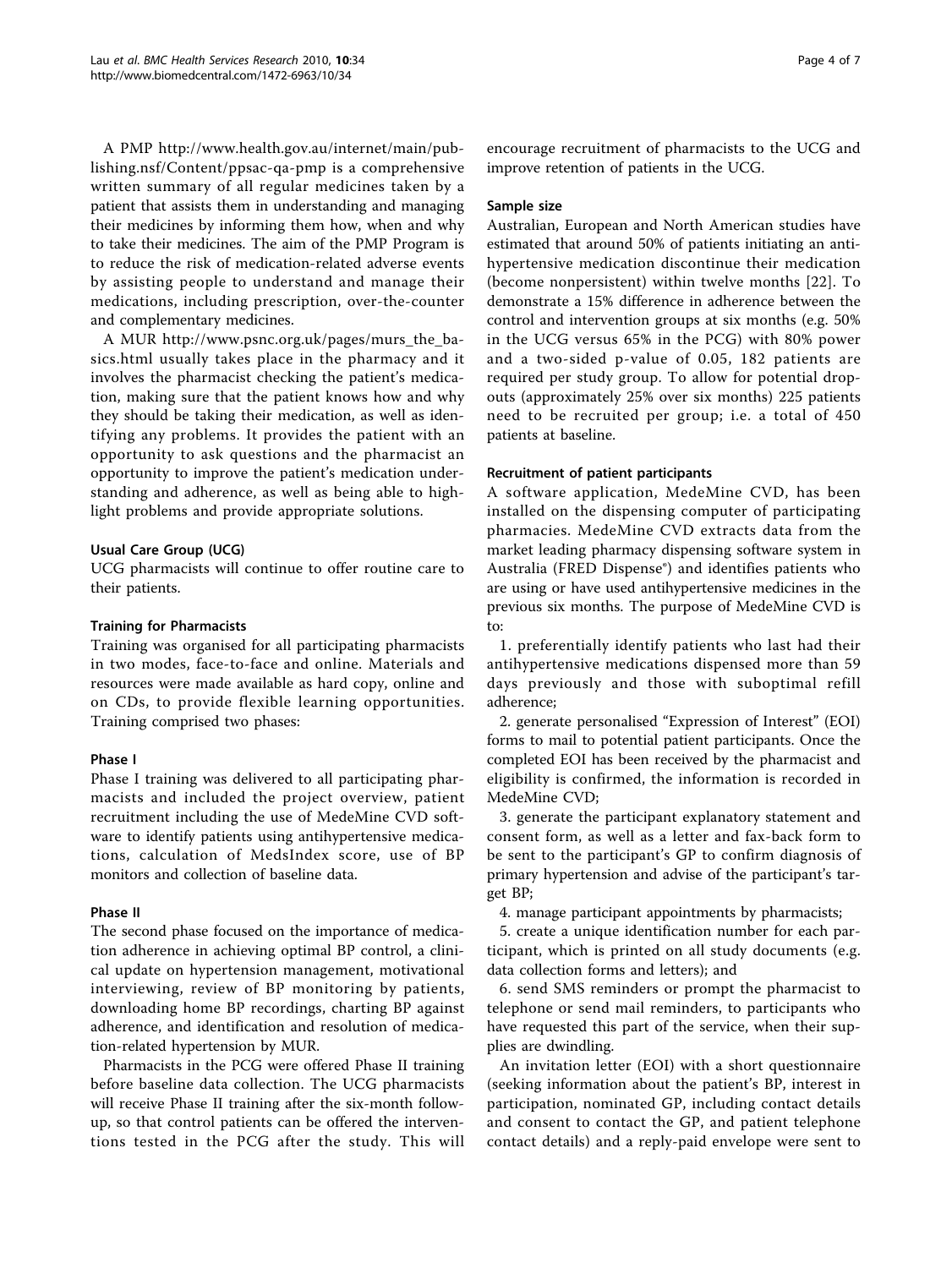A PMP http://www.health.gov.au/internet/main/publishing.nsf/Content/ppsac-qa-pmp is a comprehensive written summary of all regular medicines taken by a patient that assists them in understanding and managing their medicines by informing them how, when and why to take their medicines. The aim of the PMP Program is to reduce the risk of medication-related adverse events by assisting people to understand and manage their medications, including prescription, over-the-counter and complementary medicines.

A MUR http://www.psnc.org.uk/pages/murs_the_basics.html usually takes place in the pharmacy and it involves the pharmacist checking the patient's medication, making sure that the patient knows how and why they should be taking their medication, as well as identifying any problems. It provides the patient with an opportunity to ask questions and the pharmacist an opportunity to improve the patient's medication understanding and adherence, as well as being able to highlight problems and provide appropriate solutions.

### Usual Care Group (UCG)

UCG pharmacists will continue to offer routine care to their patients.

### Training for Pharmacists

Training was organised for all participating pharmacists in two modes, face-to-face and online. Materials and resources were made available as hard copy, online and on CDs, to provide flexible learning opportunities. Training comprised two phases:

#### Phase I

Phase I training was delivered to all participating pharmacists and included the project overview, patient recruitment including the use of MedeMine CVD software to identify patients using antihypertensive medications, calculation of MedsIndex score, use of BP monitors and collection of baseline data.

#### Phase II

The second phase focused on the importance of medication adherence in achieving optimal BP control, a clinical update on hypertension management, motivational interviewing, review of BP monitoring by patients, downloading home BP recordings, charting BP against adherence, and identification and resolution of medication-related hypertension by MUR.

Pharmacists in the PCG were offered Phase II training before baseline data collection. The UCG pharmacists will receive Phase II training after the six-month follow-up, so that control patients can be offered the interventions tested in the PCG after the study. This will encourage recruitment of pharmacists to the UCG and improve retention of patients in the UCG.

### Sample size

Australian, European and North American studies have estimated that around 50% of patients initiating an antihypertensive medication discontinue their medication (become nonpersistent) within twelve months [22]. To demonstrate a 15% difference in adherence between the control and intervention groups at six months (e.g. 50% in the UCG versus 65% in the PCG) with 80% power and a two-sided p-value of 0.05, 182 patients are required per study group. To allow for potential dropouts (approximately 25% over six months) 225 patients need to be recruited per group; i.e. a total of 450 patients at baseline.

### Recruitment of patient participants

A software application, MedeMine CVD, has been installed on the dispensing computer of participating pharmacies. MedeMine CVD extracts data from the market leading pharmacy dispensing software system in Australia (FRED Dispense®) and identifies patients who are using or have used antihypertensive medicines in the previous six months. The purpose of MedeMine CVD is to:

1. preferentially identify patients who last had their antihypertensive medications dispensed more than 59 days previously and those with suboptimal refill adherence;
2. generate personalised "Expression of Interest" (EOI) forms to mail to potential patient participants. Once the completed EOI has been received by the pharmacist and eligibility is confirmed, the information is recorded in MedeMine CVD;
3. generate the participant explanatory statement and consent form, as well as a letter and fax-back form to be sent to the participant's GP to confirm diagnosis of primary hypertension and advise of the participant's target BP;
4. manage participant appointments by pharmacists;
5. create a unique identification number for each participant, which is printed on all study documents (e.g. data collection forms and letters); and
6. send SMS reminders or prompt the pharmacist to telephone or send mail reminders, to participants who have requested this part of the service, when their supplies are dwindling.

An invitation letter (EOI) with a short questionnaire (seeking information about the patient's BP, interest in participation, nominated GP, including contact details and consent to contact the GP, and patient telephone contact details) and a reply-paid envelope were sent to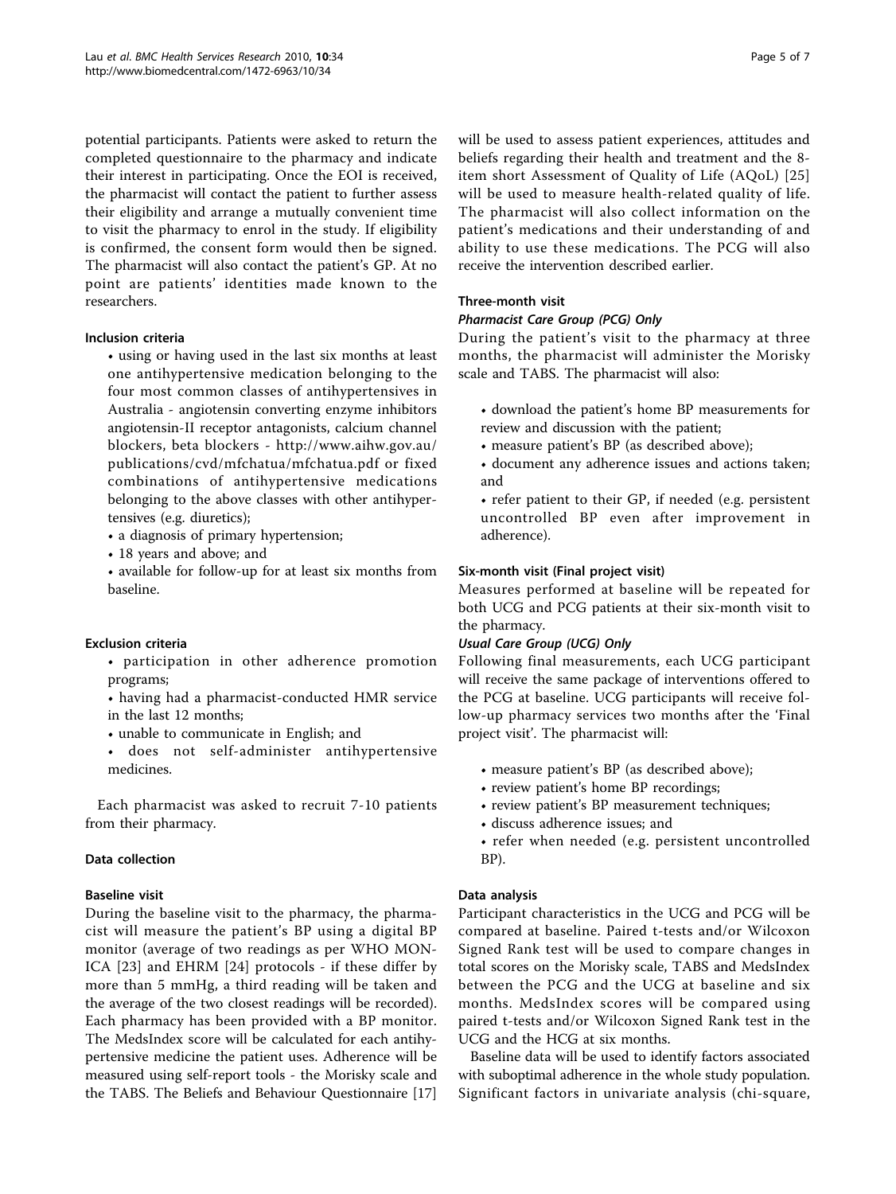potential participants. Patients were asked to return the completed questionnaire to the pharmacy and indicate their interest in participating. Once the EOI is received, the pharmacist will contact the patient to further assess their eligibility and arrange a mutually convenient time to visit the pharmacy to enrol in the study. If eligibility is confirmed, the consent form would then be signed. The pharmacist will also contact the patient's GP. At no point are patients' identities made known to the researchers.

#### Inclusion criteria

- using or having used in the last six months at least one antihypertensive medication belonging to the four most common classes of antihypertensives in Australia - angiotensin converting enzyme inhibitors angiotensin-II receptor antagonists, calcium channel blockers, beta blockers - http://www.aihw.gov.au/publications/cvd/mfchatua/mfchatua.pdf or fixed combinations of antihypertensive medications belonging to the above classes with other antihypertensives (e.g. diuretics);
- a diagnosis of primary hypertension;
- 18 years and above; and
- available for follow-up for at least six months from baseline.

#### Exclusion criteria

- participation in other adherence promotion programs;
- having had a pharmacist-conducted HMR service in the last 12 months;
- unable to communicate in English; and
- does not self-administer antihypertensive medicines.

Each pharmacist was asked to recruit 7-10 patients from their pharmacy.

### Data collection

#### Baseline visit

During the baseline visit to the pharmacy, the pharmacist will measure the patient's BP using a digital BP monitor (average of two readings as per WHO MONICA [23] and EHRM [24] protocols - if these differ by more than 5 mmHg, a third reading will be taken and the average of the two closest readings will be recorded). Each pharmacy has been provided with a BP monitor. The MedsIndex score will be calculated for each antihypertensive medicine the patient uses. Adherence will be measured using self-report tools - the Morisky scale and the TABS. The Beliefs and Behaviour Questionnaire [17] will be used to assess patient experiences, attitudes and beliefs regarding their health and treatment and the 8-item short Assessment of Quality of Life (AQoL) [25] will be used to measure health-related quality of life. The pharmacist will also collect information on the patient's medications and their understanding of and ability to use these medications. The PCG will also receive the intervention described earlier.

#### Three-month visit

##### *Pharmacist Care Group (PCG) Only*

During the patient's visit to the pharmacy at three months, the pharmacist will administer the Morisky scale and TABS. The pharmacist will also:

- download the patient's home BP measurements for review and discussion with the patient;
- measure patient's BP (as described above);
- document any adherence issues and actions taken; and
- refer patient to their GP, if needed (e.g. persistent uncontrolled BP even after improvement in adherence).

#### Six-month visit (Final project visit)

Measures performed at baseline will be repeated for both UCG and PCG patients at their six-month visit to the pharmacy.

##### *Usual Care Group (UCG) Only*

Following final measurements, each UCG participant will receive the same package of interventions offered to the PCG at baseline. UCG participants will receive follow-up pharmacy services two months after the 'Final project visit'. The pharmacist will:

- measure patient's BP (as described above);
- review patient's home BP recordings;
- review patient's BP measurement techniques;
- discuss adherence issues; and
- refer when needed (e.g. persistent uncontrolled BP).

### Data analysis

Participant characteristics in the UCG and PCG will be compared at baseline. Paired t-tests and/or Wilcoxon Signed Rank test will be used to compare changes in total scores on the Morisky scale, TABS and MedsIndex between the PCG and the UCG at baseline and six months. MedsIndex scores will be compared using paired t-tests and/or Wilcoxon Signed Rank test in the UCG and the HCG at six months.

Baseline data will be used to identify factors associated with suboptimal adherence in the whole study population. Significant factors in univariate analysis (chi-square,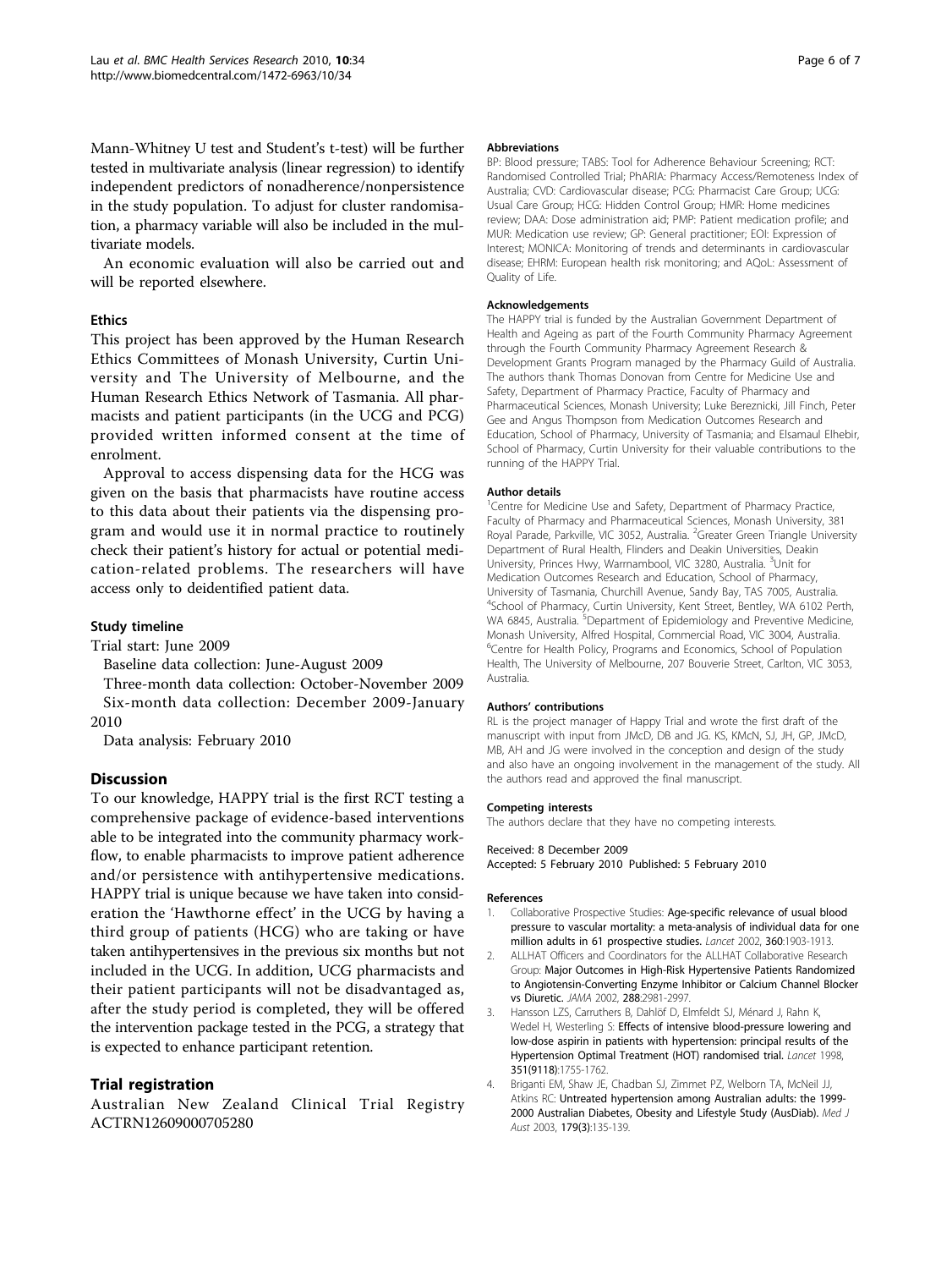Mann-Whitney U test and Student's t-test) will be further tested in multivariate analysis (linear regression) to identify independent predictors of nonadherence/nonpersistence in the study population. To adjust for cluster randomisation, a pharmacy variable will also be included in the multivariate models.

An economic evaluation will also be carried out and will be reported elsewhere.

### Ethics

This project has been approved by the Human Research Ethics Committees of Monash University, Curtin University and The University of Melbourne, and the Human Research Ethics Network of Tasmania. All pharmacists and patient participants (in the UCG and PCG) provided written informed consent at the time of enrolment.

Approval to access dispensing data for the HCG was given on the basis that pharmacists have routine access to this data about their patients via the dispensing program and would use it in normal practice to routinely check their patient's history for actual or potential medication-related problems. The researchers will have access only to deidentified patient data.

### Study timeline

Trial start: June 2009

Baseline data collection: June-August 2009

Three-month data collection: October-November 2009

Six-month data collection: December 2009-January 2010

Data analysis: February 2010

## Discussion

To our knowledge, HAPPY trial is the first RCT testing a comprehensive package of evidence-based interventions able to be integrated into the community pharmacy workflow, to enable pharmacists to improve patient adherence and/or persistence with antihypertensive medications. HAPPY trial is unique because we have taken into consideration the 'Hawthorne effect' in the UCG by having a third group of patients (HCG) who are taking or have taken antihypertensives in the previous six months but not included in the UCG. In addition, UCG pharmacists and their patient participants will not be disadvantaged as, after the study period is completed, they will be offered the intervention package tested in the PCG, a strategy that is expected to enhance participant retention.

## Trial registration

Australian New Zealand Clinical Trial Registry ACTRN12609000705280

### Abbreviations

BP: Blood pressure; TABS: Tool for Adherence Behaviour Screening; RCT: Randomised Controlled Trial; PhARIA: Pharmacy Access/Remoteness Index of Australia; CVD: Cardiovascular disease; PCG: Pharmacist Care Group; UCG: Usual Care Group; HCG: Hidden Control Group; HMR: Home medicines review; DAA: Dose administration aid; PMP: Patient medication profile; and MUR: Medication use review; GP: General practitioner; EOI: Expression of Interest; MONICA: Monitoring of trends and determinants in cardiovascular disease; EHRM: European health risk monitoring; and AQoL: Assessment of Quality of Life.

### Acknowledgements

The HAPPY trial is funded by the Australian Government Department of Health and Ageing as part of the Fourth Community Pharmacy Agreement through the Fourth Community Pharmacy Agreement Research & Development Grants Program managed by the Pharmacy Guild of Australia. The authors thank Thomas Donovan from Centre for Medicine Use and Safety, Department of Pharmacy Practice, Faculty of Pharmacy and Pharmaceutical Sciences, Monash University; Luke Bereznicki, Jill Finch, Peter Gee and Angus Thompson from Medication Outcomes Research and Education, School of Pharmacy, University of Tasmania; and Elsamaul Elhebir, School of Pharmacy, Curtin University for their valuable contributions to the running of the HAPPY Trial.

### Author details

[1]Centre for Medicine Use and Safety, Department of Pharmacy Practice, Faculty of Pharmacy and Pharmaceutical Sciences, Monash University, 381 Royal Parade, Parkville, VIC 3052, Australia. [2]Greater Green Triangle University Department of Rural Health, Flinders and Deakin Universities, Deakin University, Princes Hwy, Warrnambool, VIC 3280, Australia. [3]Unit for Medication Outcomes Research and Education, School of Pharmacy, University of Tasmania, Churchill Avenue, Sandy Bay, TAS 7005, Australia. [4]School of Pharmacy, Curtin University, Kent Street, Bentley, WA 6102 Perth, WA 6845, Australia. [5]Department of Epidemiology and Preventive Medicine, Monash University, Alfred Hospital, Commercial Road, VIC 3004, Australia. [6]Centre for Health Policy, Programs and Economics, School of Population Health, The University of Melbourne, 207 Bouverie Street, Carlton, VIC 3053, Australia.

### Authors' contributions

RL is the project manager of Happy Trial and wrote the first draft of the manuscript with input from JMcD, DB and JG. KS, KMcN, SJ, JH, GP, JMcD, MB, AH and JG were involved in the conception and design of the study and also have an ongoing involvement in the management of the study. All the authors read and approved the final manuscript.

### Competing interests

The authors declare that they have no competing interests.

Received: 8 December 2009
Accepted: 5 February 2010 Published: 5 February 2010

### References

1. Collaborative Prospective Studies: **Age-specific relevance of usual blood pressure to vascular mortality: a meta-analysis of individual data for one million adults in 61 prospective studies.** *Lancet* 2002, **360**:1903-1913.
2. ALLHAT Officers and Coordinators for the ALLHAT Collaborative Research Group: **Major Outcomes in High-Risk Hypertensive Patients Randomized to Angiotensin-Converting Enzyme Inhibitor or Calcium Channel Blocker vs Diuretic.** *JAMA* 2002, **288**:2981-2997.
3. Hansson LZS, Carruthers B, Dahlöf D, Elmfeldt SJ, Ménard J, Rahn K, Wedel H, Westerling S: **Effects of intensive blood-pressure lowering and low-dose aspirin in patients with hypertension: principal results of the Hypertension Optimal Treatment (HOT) randomised trial.** *Lancet* 1998, **351(9118)**:1755-1762.
4. Briganti EM, Shaw JE, Chadban SJ, Zimmet PZ, Welborn TA, McNeil JJ, Atkins RC: **Untreated hypertension among Australian adults: the 1999-2000 Australian Diabetes, Obesity and Lifestyle Study (AusDiab).** *Med J Aust* 2003, **179(3)**:135-139.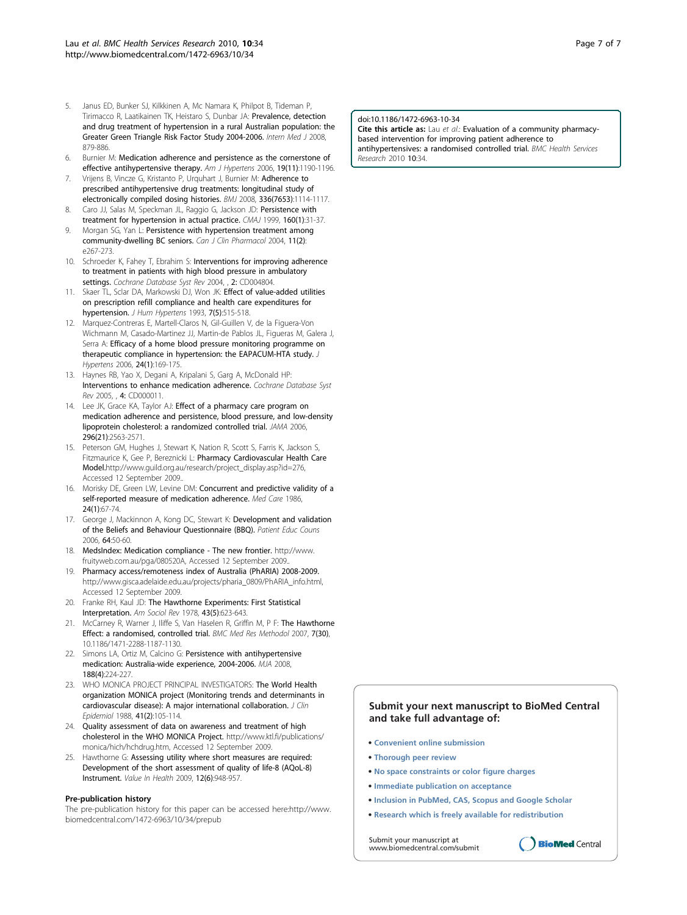5. Janus ED, Bunker SJ, Kilkkinen A, Mc Namara K, Philpot B, Tideman P, Tirimacco R, Laatikainen TK, Heistaro S, Dunbar JA: **Prevalence, detection and drug treatment of hypertension in a rural Australian population: the Greater Green Triangle Risk Factor Study 2004-2006.** *Intern Med J* 2008, 879-886.
6. Burnier M: **Medication adherence and persistence as the cornerstone of effective antihypertensive therapy.** *Am J Hypertens* 2006, **19(11)**:1190-1196.
7. Vrijens B, Vincze G, Kristanto P, Urquhart J, Burnier M: **Adherence to prescribed antihypertensive drug treatments: longitudinal study of electronically compiled dosing histories.** *BMJ* 2008, **336(7653)**:1114-1117.
8. Caro JJ, Salas M, Speckman JL, Raggio G, Jackson JD: **Persistence with treatment for hypertension in actual practice.** *CMAJ* 1999, **160(1)**:31-37.
9. Morgan SG, Yan L: **Persistence with hypertension treatment among community-dwelling BC seniors.** *Can J Clin Pharmacol* 2004, **11(2)**: e267-273.
10. Schroeder K, Fahey T, Ebrahim S: **Interventions for improving adherence to treatment in patients with high blood pressure in ambulatory settings.** *Cochrane Database Syst Rev* 2004, , **2**: CD004804.
11. Skaer TL, Sclar DA, Markowski DJ, Won JK: **Effect of value-added utilities on prescription refill compliance and health care expenditures for hypertension.** *J Hum Hypertens* 1993, **7(5)**:515-518.
12. Marquez-Contreras E, Martell-Claros N, Gil-Guillen V, de la Figuera-Von Wichmann M, Casado-Martinez JJ, Martin-de Pablos JL, Figueras M, Galera J, Serra A: **Efficacy of a home blood pressure monitoring programme on therapeutic compliance in hypertension: the EAPACUM-HTA study.** *J Hypertens* 2006, **24(1)**:169-175.
13. Haynes RB, Yao X, Degani A, Kripalani S, Garg A, McDonald HP: **Interventions to enhance medication adherence.** *Cochrane Database Syst Rev* 2005, , **4**: CD000011.
14. Lee JK, Grace KA, Taylor AJ: **Effect of a pharmacy care program on medication adherence and persistence, blood pressure, and low-density lipoprotein cholesterol: a randomized controlled trial.** *JAMA* 2006, **296(21)**:2563-2571.
15. Peterson GM, Hughes J, Stewart K, Nation R, Scott S, Farris K, Jackson S, Fitzmaurice K, Gee P, Bereznicki L: **Pharmacy Cardiovascular Health Care Model.**http://www.guild.org.au/research/project_display.asp?id=276, Accessed 12 September 2009..
16. Morisky DE, Green LW, Levine DM: **Concurrent and predictive validity of a self-reported measure of medication adherence.** *Med Care* 1986, **24(1)**:67-74.
17. George J, Mackinnon A, Kong DC, Stewart K: **Development and validation of the Beliefs and Behaviour Questionnaire (BBQ).** *Patient Educ Couns* 2006, **64**:50-60.
18. MedsIndex: **Medication compliance - The new frontier.** http://www.fruityweb.com.au/pga/080520A, Accessed 12 September 2009..
19. **Pharmacy access/remoteness index of Australia (PhARIA) 2008-2009.** http://www.gisca.adelaide.edu.au/projects/pharia_0809/PhARIA_info.html, Accessed 12 September 2009.
20. Franke RH, Kaul JD: **The Hawthorne Experiments: First Statistical Interpretation.** *Am Sociol Rev* 1978, **43(5)**:623-643.
21. McCarney R, Warner J, Iliffe S, Van Haselen R, Griffin M, P F: **The Hawthorne Effect: a randomised, controlled trial.** *BMC Med Res Methodol* 2007, **7(30)**, 10.1186/1471-2288-1187-1130.
22. Simons LA, Ortiz M, Calcino G: **Persistence with antihypertensive medication: Australia-wide experience, 2004-2006.** *MJA* 2008, **188(4)**:224-227.
23. WHO MONICA PROJECT PRINCIPAL INVESTIGATORS: **The World Health organization MONICA project (Monitoring trends and determinants in cardiovascular disease): A major international collaboration.** *J Clin Epidemiol* 1988, **41(2)**:105-114.
24. **Quality assessment of data on awareness and treatment of high cholesterol in the WHO MONICA Project.** http://www.ktl.fi/publications/monica/hich/hchdrug.htm, Accessed 12 September 2009.
25. Hawthorne G: **Assessing utility where short measures are required: Development of the short assessment of quality of life-8 (AQoL-8) Instrument.** *Value In Health* 2009, **12(6)**:948-957.

### Pre-publication history

The pre-publication history for this paper can be accessed here:http://www.biomedcentral.com/1472-6963/10/34/prepub

doi:10.1186/1472-6963-10-34

**Cite this article as:** Lau *et al.*: Evaluation of a community pharmacy-based intervention for improving patient adherence to antihypertensives: a randomised controlled trial. *BMC Health Services Research* 2010 **10**:34.

**Submit your next manuscript to BioMed Central and take full advantage of:**

- **Convenient online submission**
- **Thorough peer review**
- **No space constraints or color figure charges**
- **Immediate publication on acceptance**
- **Inclusion in PubMed, CAS, Scopus and Google Scholar**
- **Research which is freely available for redistribution**

Submit your manuscript at www.biomedcentral.com/submit

BioMed Central